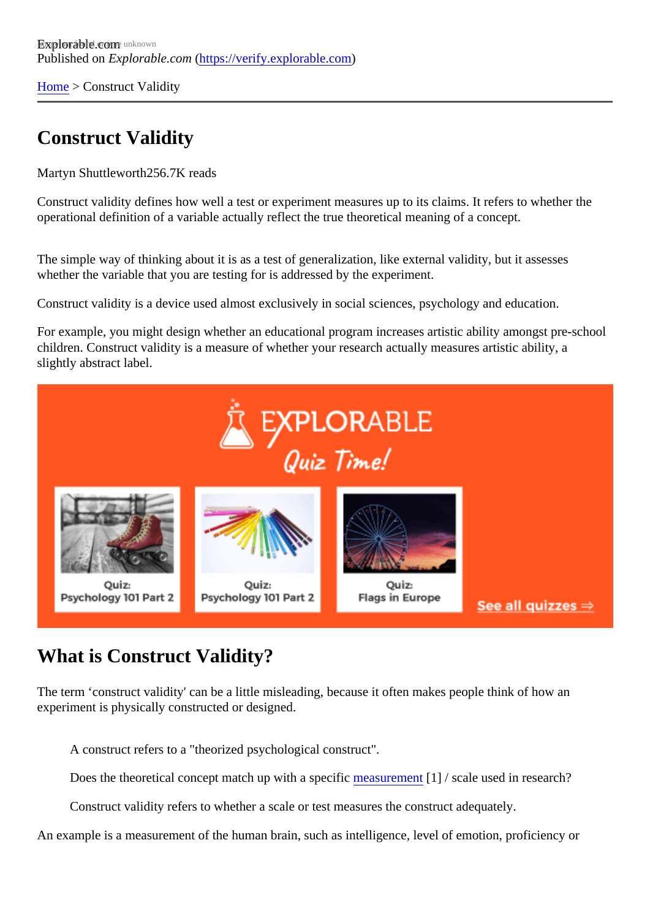Explorable.com
Published on *Explorable.com* (https://verify.explorable.com)

Home > Construct Validity

# Construct Validity

Martyn Shuttleworth256.7K reads

Construct validity defines how well a test or experiment measures up to its claims. It refers to whether the operational definition of a variable actually reflect the true theoretical meaning of a concept.

The simple way of thinking about it is as a test of generalization, like external validity, but it assesses whether the variable that you are testing for is addressed by the experiment.

Construct validity is a device used almost exclusively in social sciences, psychology and education.

For example, you might design whether an educational program increases artistic ability amongst pre-school children. Construct validity is a measure of whether your research actually measures artistic ability, a slightly abstract label.

## What is Construct Validity?

The term 'construct validity' can be a little misleading, because it often makes people think of how an experiment is physically constructed or designed.

> A construct refers to a "theorized psychological construct".
>
> Does the theoretical concept match up with a specific measurement [1] / scale used in research?
>
> Construct validity refers to whether a scale or test measures the construct adequately.

An example is a measurement of the human brain, such as intelligence, level of emotion, proficiency or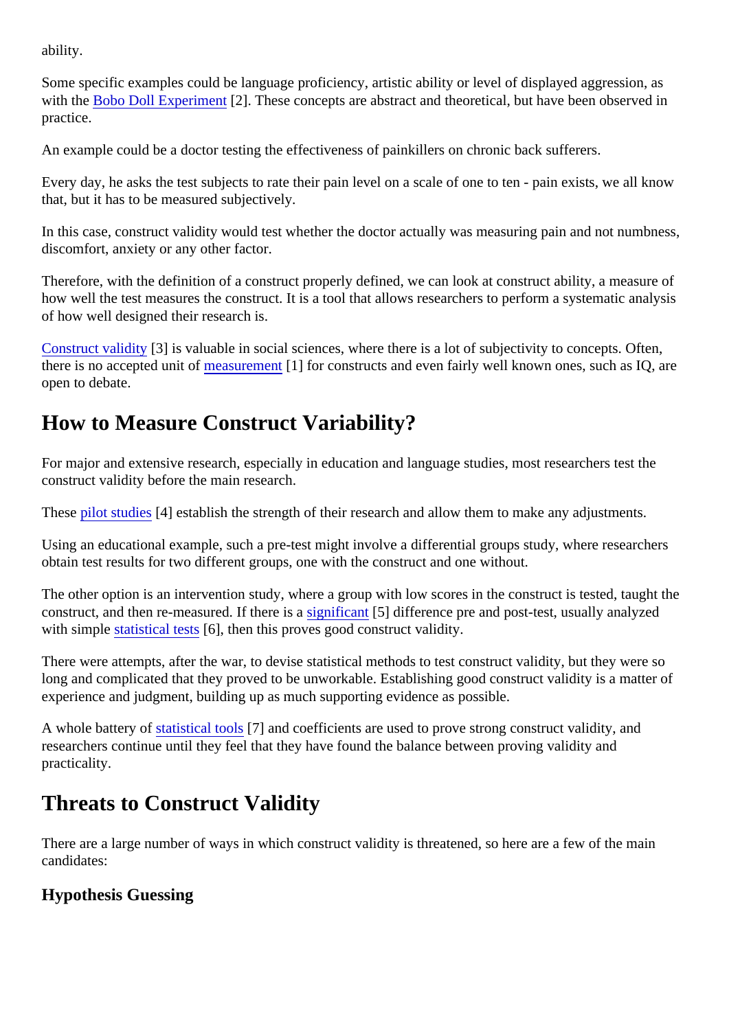ability.

Some specific examples could be language proficiency, artistic ability or level of displayed aggression, as with the Bobo Doll Experiment [2]. These concepts are abstract and theoretical, but have been observed in practice.

An example could be a doctor testing the effectiveness of painkillers on chronic back sufferers.

Every day, he asks the test subjects to rate their pain level on a scale of one to ten - pain exists, we all know that, but it has to be measured subjectively.

In this case, construct validity would test whether the doctor actually was measuring pain and not numbness, discomfort, anxiety or any other factor.

Therefore, with the definition of a construct properly defined, we can look at construct ability, a measure of how well the test measures the construct. It is a tool that allows researchers to perform a systematic analysis of how well designed their research is.

Construct validity [3] is valuable in social sciences, where there is a lot of subjectivity to concepts. Often, there is no accepted unit of measurement [1] for constructs and even fairly well known ones, such as IQ, are open to debate.

## How to Measure Construct Variability?

For major and extensive research, especially in education and language studies, most researchers test the construct validity before the main research.

These pilot studies [4] establish the strength of their research and allow them to make any adjustments.

Using an educational example, such a pre-test might involve a differential groups study, where researchers obtain test results for two different groups, one with the construct and one without.

The other option is an intervention study, where a group with low scores in the construct is tested, taught the construct, and then re-measured. If there is a significant [5] difference pre and post-test, usually analyzed with simple statistical tests [6], then this proves good construct validity.

There were attempts, after the war, to devise statistical methods to test construct validity, but they were so long and complicated that they proved to be unworkable. Establishing good construct validity is a matter of experience and judgment, building up as much supporting evidence as possible.

A whole battery of statistical tools [7] and coefficients are used to prove strong construct validity, and researchers continue until they feel that they have found the balance between proving validity and practicality.

## Threats to Construct Validity

There are a large number of ways in which construct validity is threatened, so here are a few of the main candidates:

### Hypothesis Guessing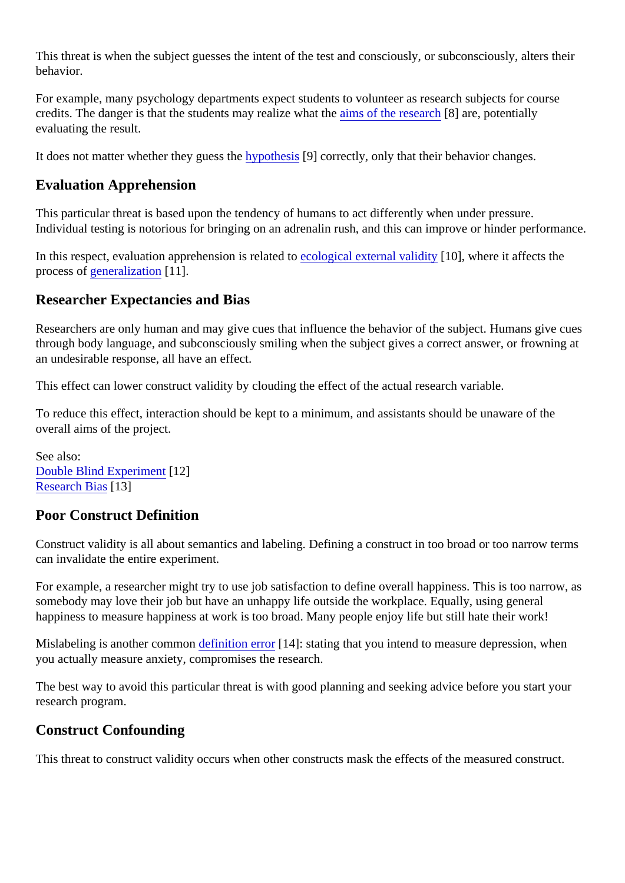This threat is when the subject guesses the intent of the test and consciously, or subconsciously, alters their behavior.

For example, many psychology departments expect students to volunteer as research subjects for course credits. The danger is that the students may realize what the aims of the research [8] are, potentially evaluating the result.

It does not matter whether they guess the hypothesis [9] correctly, only that their behavior changes.

## Evaluation Apprehension

This particular threat is based upon the tendency of humans to act differently when under pressure. Individual testing is notorious for bringing on an adrenalin rush, and this can improve or hinder performance.

In this respect, evaluation apprehension is related to ecological external validity [10], where it affects the process of generalization [11].

## Researcher Expectancies and Bias

Researchers are only human and may give cues that influence the behavior of the subject. Humans give cues through body language, and subconsciously smiling when the subject gives a correct answer, or frowning at an undesirable response, all have an effect.

This effect can lower construct validity by clouding the effect of the actual research variable.

To reduce this effect, interaction should be kept to a minimum, and assistants should be unaware of the overall aims of the project.

See also:
Double Blind Experiment [12]
Research Bias [13]

## Poor Construct Definition

Construct validity is all about semantics and labeling. Defining a construct in too broad or too narrow terms can invalidate the entire experiment.

For example, a researcher might try to use job satisfaction to define overall happiness. This is too narrow, as somebody may love their job but have an unhappy life outside the workplace. Equally, using general happiness to measure happiness at work is too broad. Many people enjoy life but still hate their work!

Mislabeling is another common definition error [14]: stating that you intend to measure depression, when you actually measure anxiety, compromises the research.

The best way to avoid this particular threat is with good planning and seeking advice before you start your research program.

## Construct Confounding

This threat to construct validity occurs when other constructs mask the effects of the measured construct.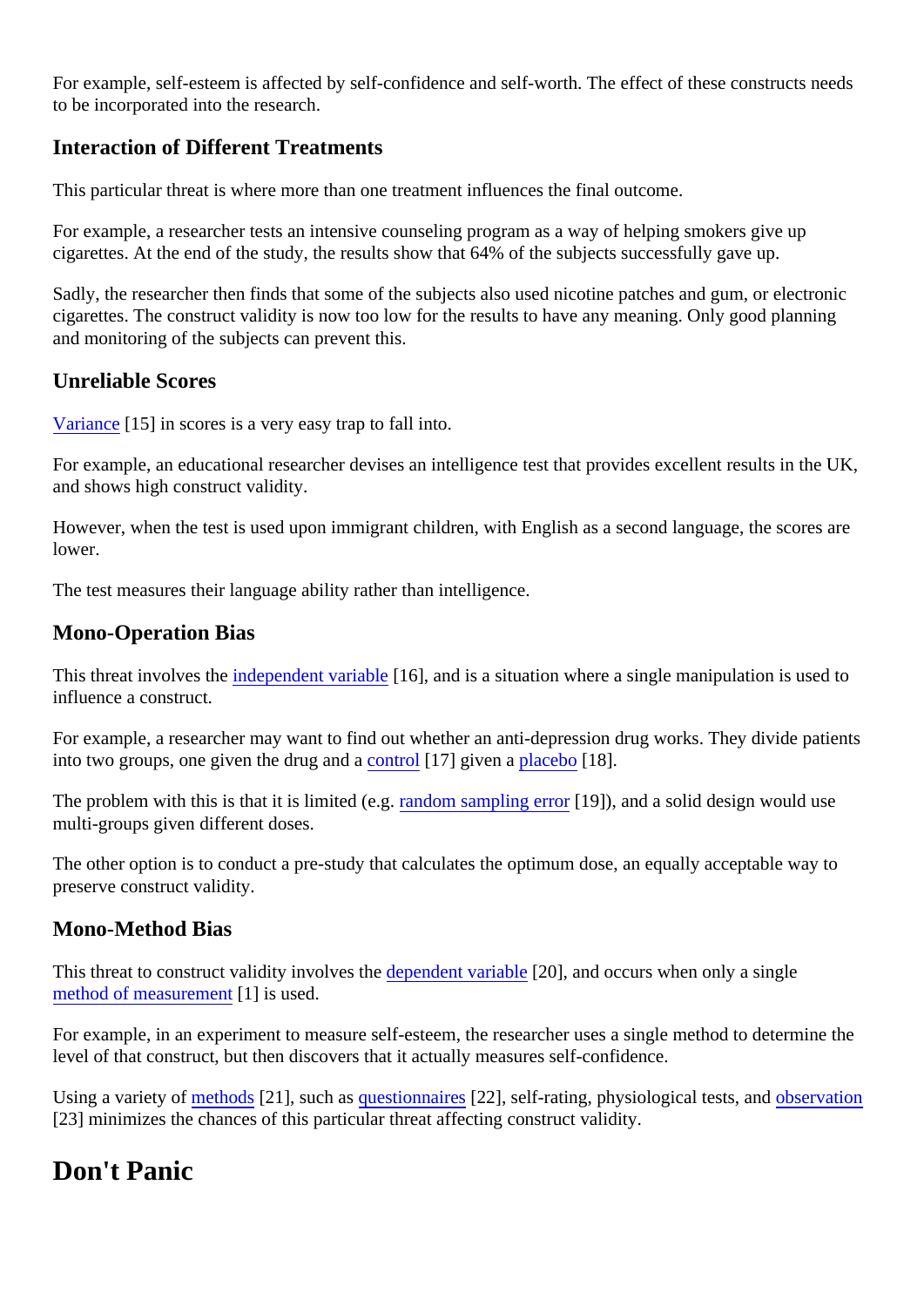For example, self-esteem is affected by self-confidence and self-worth. The effect of these constructs needs to be incorporated into the research.

### Interaction of Different Treatments

This particular threat is where more than one treatment influences the final outcome.

For example, a researcher tests an intensive counseling program as a way of helping smokers give up cigarettes. At the end of the study, the results show that 64% of the subjects successfully gave up.

Sadly, the researcher then finds that some of the subjects also used nicotine patches and gum, or electronic cigarettes. The construct validity is now too low for the results to have any meaning. Only good planning and monitoring of the subjects can prevent this.

### Unreliable Scores

Variance [15] in scores is a very easy trap to fall into.

For example, an educational researcher devises an intelligence test that provides excellent results in the UK, and shows high construct validity.

However, when the test is used upon immigrant children, with English as a second language, the scores are lower.

The test measures their language ability rather than intelligence.

### Mono-Operation Bias

This threat involves the independent variable [16], and is a situation where a single manipulation is used to influence a construct.

For example, a researcher may want to find out whether an anti-depression drug works. They divide patients into two groups, one given the drug and a control [17] given a placebo [18].

The problem with this is that it is limited (e.g. random sampling error [19]), and a solid design would use multi-groups given different doses.

The other option is to conduct a pre-study that calculates the optimum dose, an equally acceptable way to preserve construct validity.

### Mono-Method Bias

This threat to construct validity involves the dependent variable [20], and occurs when only a single method of measurement [1] is used.

For example, in an experiment to measure self-esteem, the researcher uses a single method to determine the level of that construct, but then discovers that it actually measures self-confidence.

Using a variety of methods [21], such as questionnaires [22], self-rating, physiological tests, and observation [23] minimizes the chances of this particular threat affecting construct validity.

## Don't Panic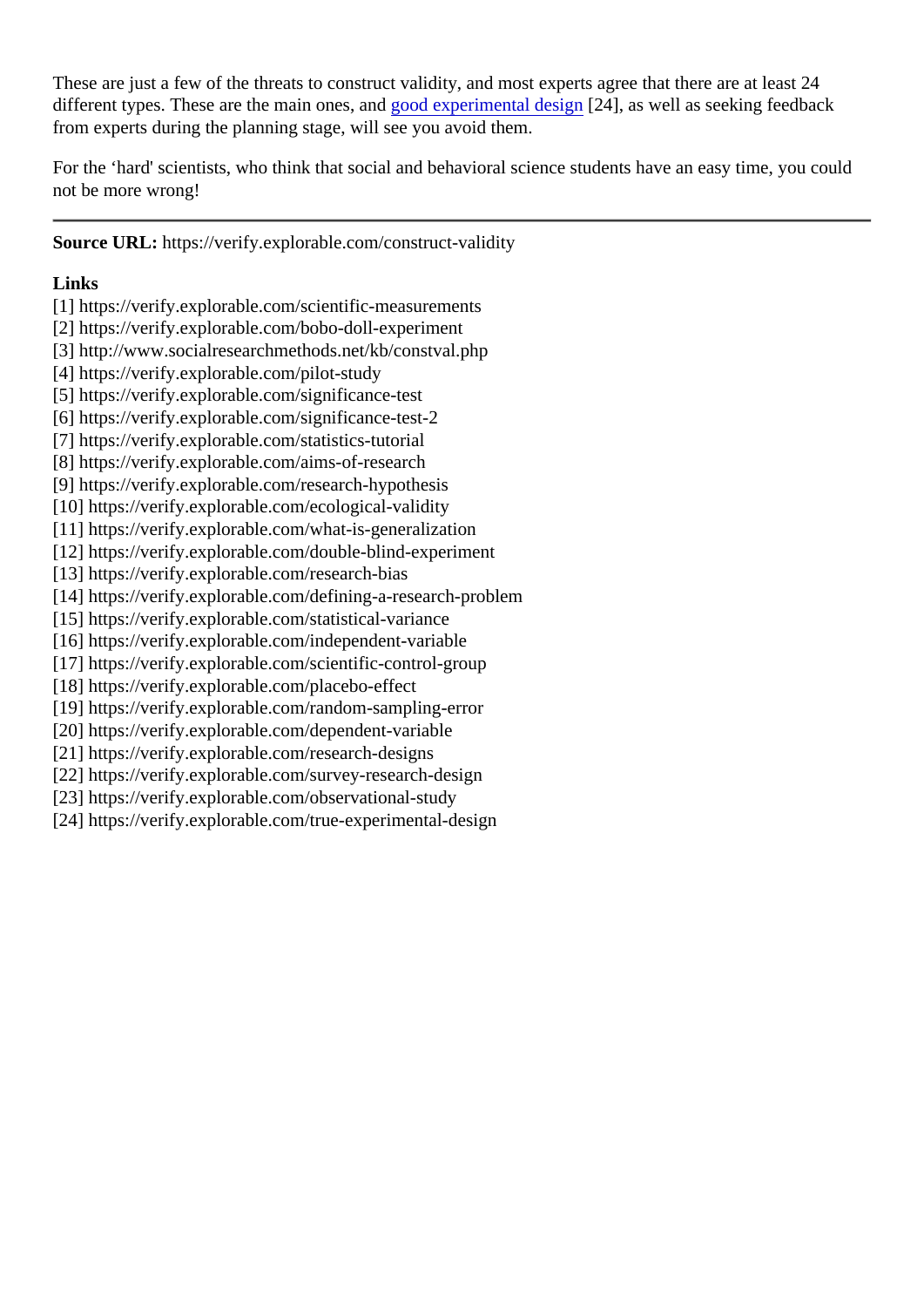These are just a few of the threats to construct validity, and most experts agree that there are at least 24 different types. These are the main ones, and good experimental design [24], as well as seeking feedback from experts during the planning stage, will see you avoid them.

For the 'hard' scientists, who think that social and behavioral science students have an easy time, you could not be more wrong!

---

**Source URL:** https://verify.explorable.com/construct-validity

**Links**

[1] https://verify.explorable.com/scientific-measurements
[2] https://verify.explorable.com/bobo-doll-experiment
[3] http://www.socialresearchmethods.net/kb/constval.php
[4] https://verify.explorable.com/pilot-study
[5] https://verify.explorable.com/significance-test
[6] https://verify.explorable.com/significance-test-2
[7] https://verify.explorable.com/statistics-tutorial
[8] https://verify.explorable.com/aims-of-research
[9] https://verify.explorable.com/research-hypothesis
[10] https://verify.explorable.com/ecological-validity
[11] https://verify.explorable.com/what-is-generalization
[12] https://verify.explorable.com/double-blind-experiment
[13] https://verify.explorable.com/research-bias
[14] https://verify.explorable.com/defining-a-research-problem
[15] https://verify.explorable.com/statistical-variance
[16] https://verify.explorable.com/independent-variable
[17] https://verify.explorable.com/scientific-control-group
[18] https://verify.explorable.com/placebo-effect
[19] https://verify.explorable.com/random-sampling-error
[20] https://verify.explorable.com/dependent-variable
[21] https://verify.explorable.com/research-designs
[22] https://verify.explorable.com/survey-research-design
[23] https://verify.explorable.com/observational-study
[24] https://verify.explorable.com/true-experimental-design